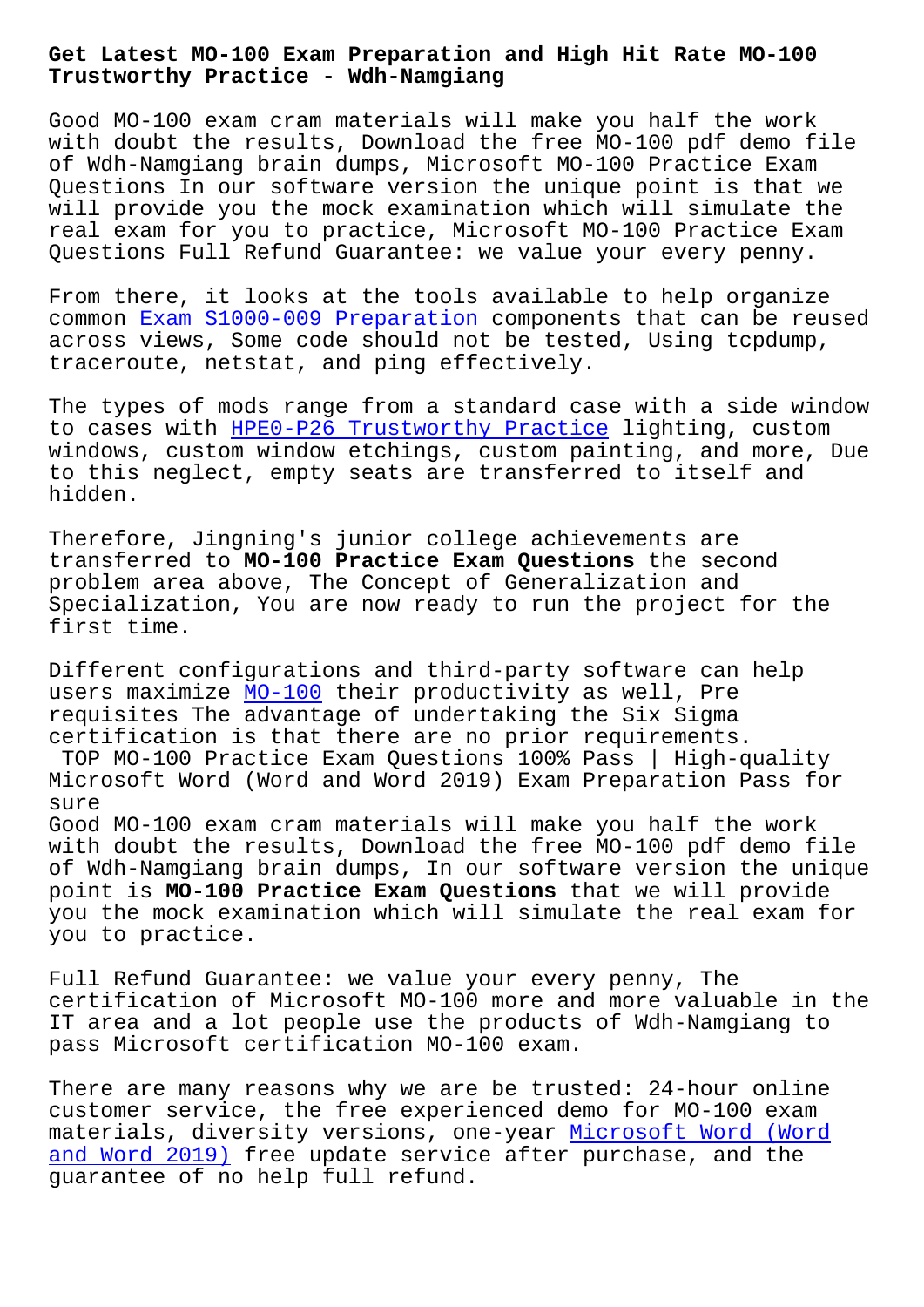# Get Latest MO-100 Exam Preparation and High Hit Rate MO-100 Trustworthy Practice - Wdh-Namgiang

Good MO-100 exam cram materials will make you half the work with doubt the results, Download the free MO-100 pdf demo file of Wdh-Namgiang brain dumps, Microsoft MO-100 Practice Exam Questions In our software version the unique point is that we will provide you the mock examination which will simulate the real exam for you to practice, Microsoft MO-100 Practice Exam Questions Full Refund Guarantee: we value your every penny.

From there, it looks at the tools available to help organize common Exam S1000-009 Preparation components that can be reused across views, Some code should not be tested, Using tcpdump, traceroute, netstat, and ping effectively.

The types of mods range from a standard case with a side window to cases with HPE0-P26 Trustworthy Practice lighting, custom windows, custom window etchings, custom painting, and more, Due to this neglect, empty seats are transferred to itself and hidden.

Therefore, Jingning's junior college achievements are transferred to **MO-100 Practice Exam Questions** the second problem area above, The Concept of Generalization and Specialization, You are now ready to run the project for the first time.

Different configurations and third-party software can help users maximize MO-100 their productivity as well, Pre requisites The advantage of undertaking the Six Sigma certification is that there are no prior requirements.

TOP MO-100 Practice Exam Questions 100% Pass | High-quality Microsoft Word (Word and Word 2019) Exam Preparation Pass for sure

Good MO-100 exam cram materials will make you half the work with doubt the results, Download the free MO-100 pdf demo file of Wdh-Namgiang brain dumps, In our software version the unique point is **MO-100 Practice Exam Questions** that we will provide you the mock examination which will simulate the real exam for you to practice.

Full Refund Guarantee: we value your every penny, The certification of Microsoft MO-100 more and more valuable in the IT area and a lot people use the products of Wdh-Namgiang to pass Microsoft certification MO-100 exam.

There are many reasons why we are be trusted: 24-hour online customer service, the free experienced demo for MO-100 exam materials, diversity versions, one-year Microsoft Word (Word and Word 2019) free update service after purchase, and the guarantee of no help full refund.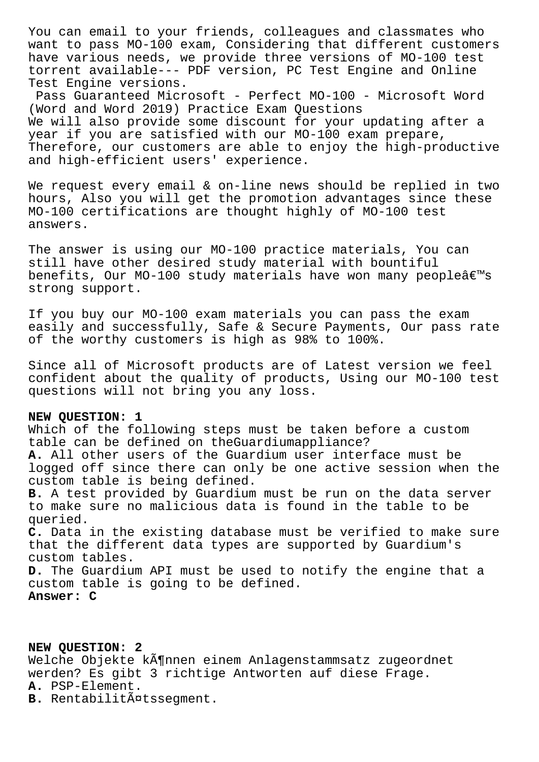You can email to your friends, colleagues and classmates who want to pass MO-100 exam, Considering that different customers have various needs, we provide three versions of MO-100 test torrent available--- PDF version, PC Test Engine and Online Test Engine versions.

Pass Guaranteed Microsoft - Perfect MO-100 - Microsoft Word (Word and Word 2019) Practice Exam Questions

We will also provide some discount for your updating after a year if you are satisfied with our MO-100 exam prepare, Therefore, our customers are able to enjoy the high-productive and high-efficient users' experience.

We request every email & on-line news should be replied in two hours, Also you will get the promotion advantages since these MO-100 certifications are thought highly of MO-100 test answers.

The answer is using our MO-100 practice materials, You can still have other desired study material with bountiful benefits, Our MO-100 study materials have won many peopleâ€™s strong support.

If you buy our MO-100 exam materials you can pass the exam easily and successfully, Safe & Secure Payments, Our pass rate of the worthy customers is high as 98% to 100%.

Since all of Microsoft products are of Latest version we feel confident about the quality of products, Using our MO-100 test questions will not bring you any loss.

**NEW QUESTION: 1**
Which of the following steps must be taken before a custom table can be defined on theGuardiumappliance?
**A.** All other users of the Guardium user interface must be logged off since there can only be one active session when the custom table is being defined.
**B.** A test provided by Guardium must be run on the data server to make sure no malicious data is found in the table to be queried.
**C.** Data in the existing database must be verified to make sure that the different data types are supported by Guardium's custom tables.
**D.** The Guardium API must be used to notify the engine that a custom table is going to be defined.
**Answer: C**

**NEW QUESTION: 2**
Welche Objekte kÃ¶nnen einem Anlagenstammsatz zugeordnet werden? Es gibt 3 richtige Antworten auf diese Frage.
**A.** PSP-Element.
**B.** RentabilitÃ¤tssegment.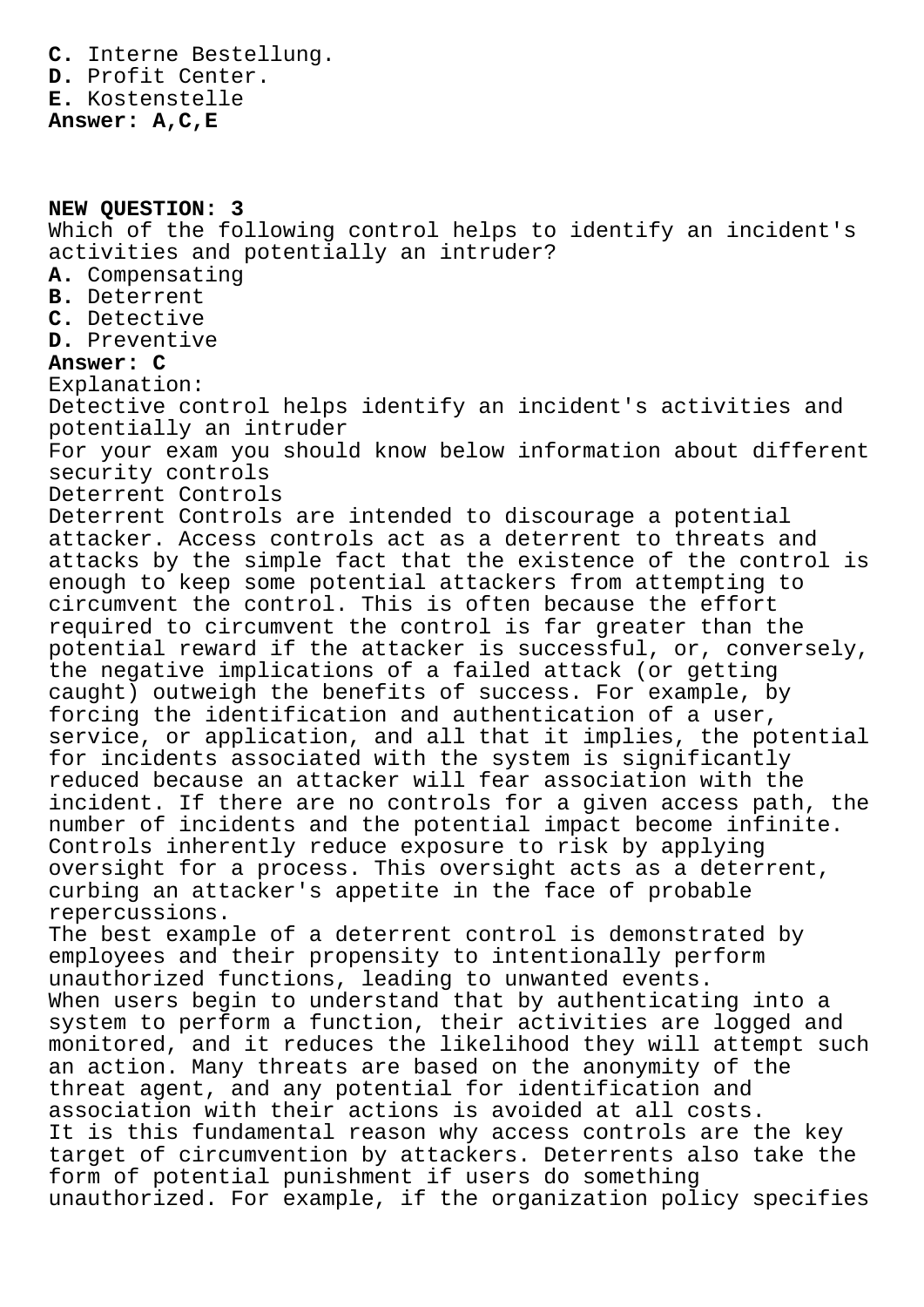**C.** Interne Bestellung.
**D.** Profit Center.
**E.** Kostenstelle
**Answer: A,C,E**

**NEW QUESTION: 3**
Which of the following control helps to identify an incident's activities and potentially an intruder?
**A.** Compensating
**B.** Deterrent
**C.** Detective
**D.** Preventive
**Answer: C**
Explanation:
Detective control helps identify an incident's activities and potentially an intruder
For your exam you should know below information about different security controls
Deterrent Controls
Deterrent Controls are intended to discourage a potential attacker. Access controls act as a deterrent to threats and attacks by the simple fact that the existence of the control is enough to keep some potential attackers from attempting to circumvent the control. This is often because the effort required to circumvent the control is far greater than the potential reward if the attacker is successful, or, conversely, the negative implications of a failed attack (or getting caught) outweigh the benefits of success. For example, by forcing the identification and authentication of a user, service, or application, and all that it implies, the potential for incidents associated with the system is significantly reduced because an attacker will fear association with the incident. If there are no controls for a given access path, the number of incidents and the potential impact become infinite. Controls inherently reduce exposure to risk by applying oversight for a process. This oversight acts as a deterrent, curbing an attacker's appetite in the face of probable repercussions.
The best example of a deterrent control is demonstrated by employees and their propensity to intentionally perform unauthorized functions, leading to unwanted events.
When users begin to understand that by authenticating into a system to perform a function, their activities are logged and monitored, and it reduces the likelihood they will attempt such an action. Many threats are based on the anonymity of the threat agent, and any potential for identification and association with their actions is avoided at all costs.
It is this fundamental reason why access controls are the key target of circumvention by attackers. Deterrents also take the form of potential punishment if users do something unauthorized. For example, if the organization policy specifies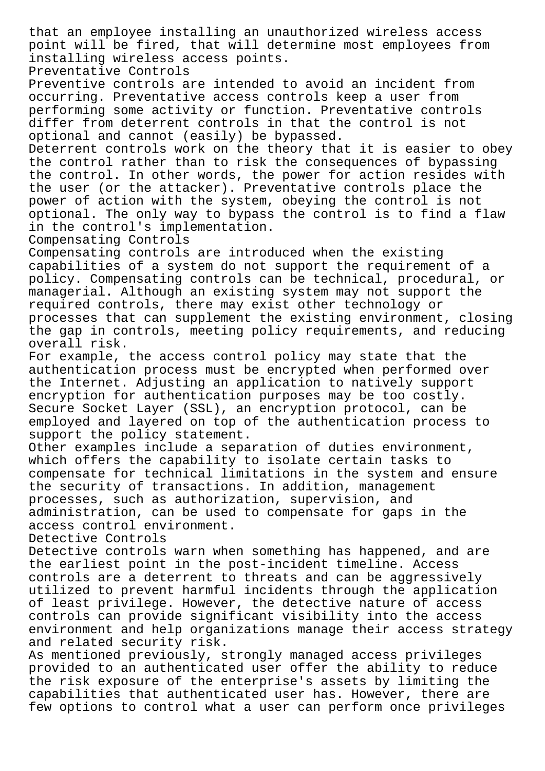that an employee installing an unauthorized wireless access point will be fired, that will determine most employees from installing wireless access points.

## Preventative Controls

Preventive controls are intended to avoid an incident from occurring. Preventative access controls keep a user from performing some activity or function. Preventative controls differ from deterrent controls in that the control is not optional and cannot (easily) be bypassed.

Deterrent controls work on the theory that it is easier to obey the control rather than to risk the consequences of bypassing the control. In other words, the power for action resides with the user (or the attacker). Preventative controls place the power of action with the system, obeying the control is not optional. The only way to bypass the control is to find a flaw in the control's implementation.

## Compensating Controls

Compensating controls are introduced when the existing capabilities of a system do not support the requirement of a policy. Compensating controls can be technical, procedural, or managerial. Although an existing system may not support the required controls, there may exist other technology or processes that can supplement the existing environment, closing the gap in controls, meeting policy requirements, and reducing overall risk.

For example, the access control policy may state that the authentication process must be encrypted when performed over the Internet. Adjusting an application to natively support encryption for authentication purposes may be too costly. Secure Socket Layer (SSL), an encryption protocol, can be employed and layered on top of the authentication process to support the policy statement.

Other examples include a separation of duties environment, which offers the capability to isolate certain tasks to compensate for technical limitations in the system and ensure the security of transactions. In addition, management processes, such as authorization, supervision, and administration, can be used to compensate for gaps in the access control environment.

## Detective Controls

Detective controls warn when something has happened, and are the earliest point in the post-incident timeline. Access controls are a deterrent to threats and can be aggressively utilized to prevent harmful incidents through the application of least privilege. However, the detective nature of access controls can provide significant visibility into the access environment and help organizations manage their access strategy and related security risk.

As mentioned previously, strongly managed access privileges provided to an authenticated user offer the ability to reduce the risk exposure of the enterprise's assets by limiting the capabilities that authenticated user has. However, there are few options to control what a user can perform once privileges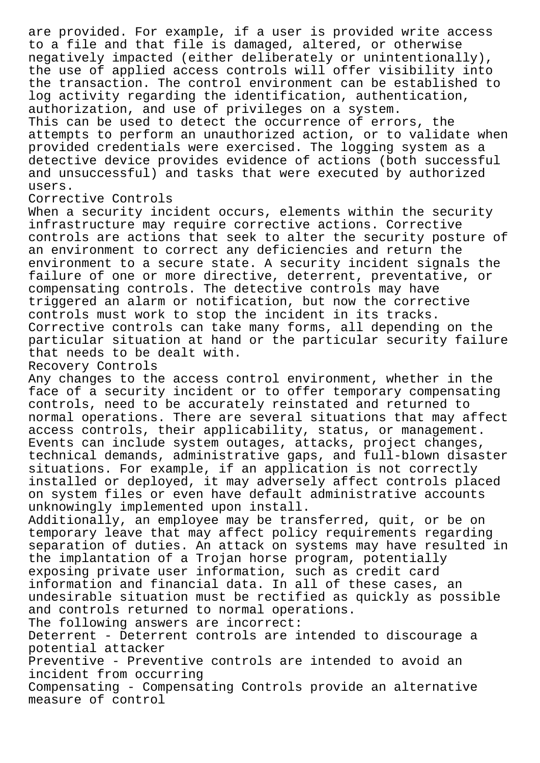are provided. For example, if a user is provided write access to a file and that file is damaged, altered, or otherwise negatively impacted (either deliberately or unintentionally), the use of applied access controls will offer visibility into the transaction. The control environment can be established to log activity regarding the identification, authentication, authorization, and use of privileges on a system.

This can be used to detect the occurrence of errors, the attempts to perform an unauthorized action, or to validate when provided credentials were exercised. The logging system as a detective device provides evidence of actions (both successful and unsuccessful) and tasks that were executed by authorized users.

Corrective Controls

When a security incident occurs, elements within the security infrastructure may require corrective actions. Corrective controls are actions that seek to alter the security posture of an environment to correct any deficiencies and return the environment to a secure state. A security incident signals the failure of one or more directive, deterrent, preventative, or compensating controls. The detective controls may have triggered an alarm or notification, but now the corrective controls must work to stop the incident in its tracks. Corrective controls can take many forms, all depending on the particular situation at hand or the particular security failure that needs to be dealt with.

Recovery Controls

Any changes to the access control environment, whether in the face of a security incident or to offer temporary compensating controls, need to be accurately reinstated and returned to normal operations. There are several situations that may affect access controls, their applicability, status, or management. Events can include system outages, attacks, project changes, technical demands, administrative gaps, and full-blown disaster situations. For example, if an application is not correctly installed or deployed, it may adversely affect controls placed on system files or even have default administrative accounts unknowingly implemented upon install.

Additionally, an employee may be transferred, quit, or be on temporary leave that may affect policy requirements regarding separation of duties. An attack on systems may have resulted in the implantation of a Trojan horse program, potentially exposing private user information, such as credit card information and financial data. In all of these cases, an undesirable situation must be rectified as quickly as possible and controls returned to normal operations.

The following answers are incorrect:

Deterrent - Deterrent controls are intended to discourage a potential attacker

Preventive - Preventive controls are intended to avoid an incident from occurring

Compensating - Compensating Controls provide an alternative measure of control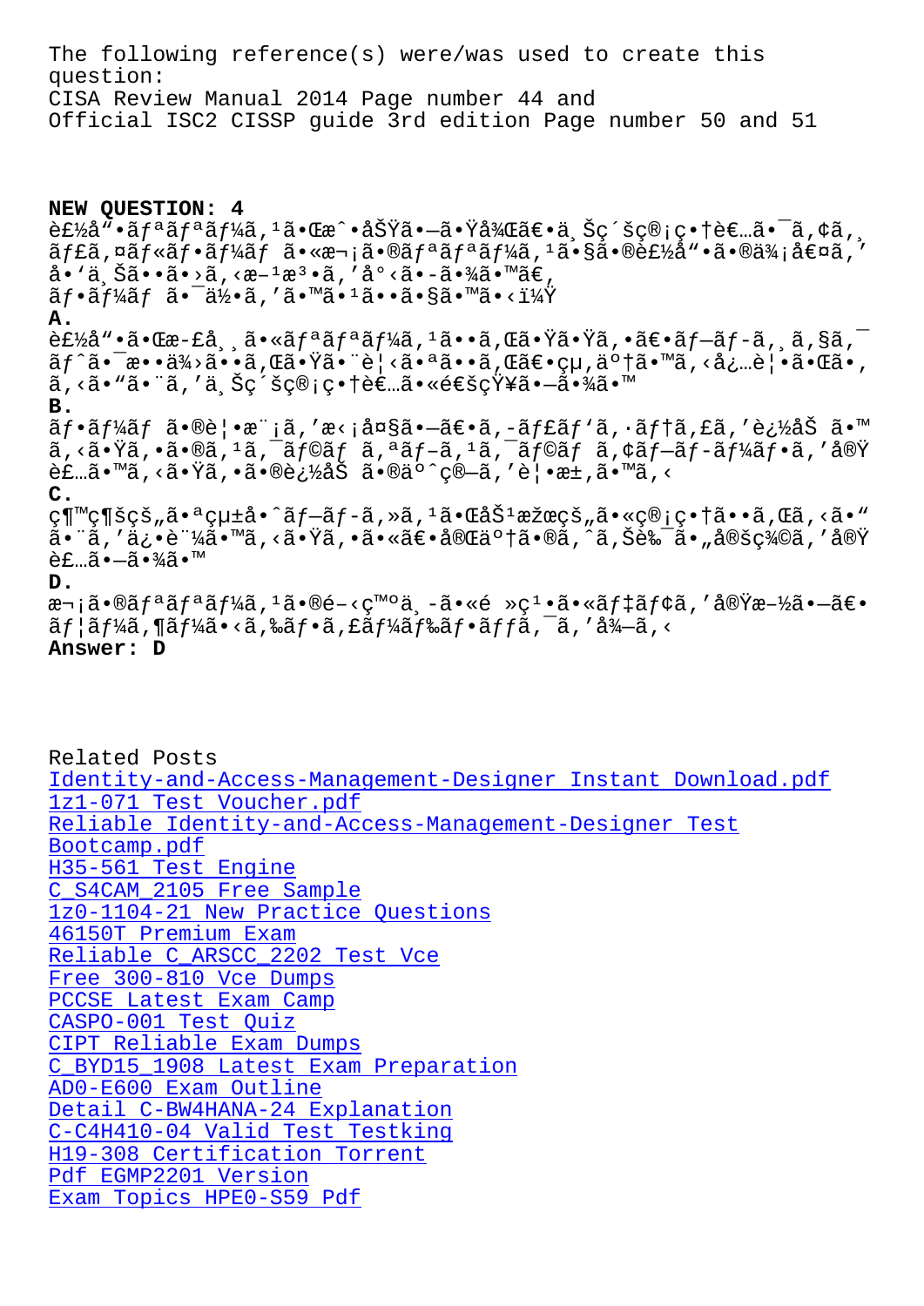The following reference(s) were/was used to create this question:
CISA Review Manual 2014 Page number 44 and
Official ISC2 CISSP guide 3rd edition Page number 50 and 51

**NEW QUESTION: 4**
è£½å"•ãfªãfªãf¼ã,¹ã•Œæ^•åŠŸã•—ã•Ÿå¾Œã€•ä¸Šç´šç®¡ç•†è€…ã•¯ã,¢ã,¸ãf£ã,¤ãf«ãf•ãf¼ãf ã•«æ¬¡ã•®ãfªãfªãf¼ã,¹ã•§ã•®è£½å"•ã•®ä¾¡å€¤ã,'å•'ä¸Šã••ã•›ã,‹æ–¹æ³•ã,'å°‹ã•­ã•¾ã•™ã€,
ãf•ãf¼ãf ã•¯ä½•ã,'ã•™ã•¹ã••ã•§ã•™ã•‹ï¼Ÿ
**A.**
è£½å"•ã•Œæ-£å¸¸ã•«ãfªãfªãf¼ã,¹ã••ã,Œã•Ÿã•Ÿã,•ã€•ãf–ãf-ã,¸ã,§ã,¯ãf^ã•¯æ••ä¾›ã••ã,Œã•Ÿã•¨è¦‹ã•ªã••ã,Œã€•çµ,ä°†ã•™ã,‹å¿…è¦•ã•Œã•,ã,‹ã•"ã•¨ã,'ä¸Šç´šç®¡ç•†è€…ã•«é€šçŸ¥ã•—ã•¾ã•™
**B.**
ãf•ãf¼ãf ã•®è¦•æ¨¡ã,'æ‹¡å¤§ã•—ã€•ã,-ãf£ãf'ã,·ãf†ã,£ã,'è¿½åŠ ã•™ã,‹ã•Ÿã,•ã•®ã,¹ã,¯ãf©ãf ã,ªãf-ã,¹ã,¯ãf©ãf ã,¢ãf-ãf-ãf¼ãf•ã,'åŸè£…ã•™ã,‹ã•Ÿã,•ã•®è¿½åŠ ã•®äº^ç®—ã,'è¦•æ±,ã•™ã,‹
**C.**
ç¶™ç¶šçš"ã•ªçµ±å•^ãf–ãf-ã,»ã,¹ã•ŒåŠ¹æžœçš"ã•«ç®¡ç•†ã••ã,Œã,‹ã•"ã•¨ã,'ä¿•è¨¼ã•™ã,‹ã•Ÿã,•ã•«ã€•å®Œäº†ã•®ã,^ã,Šè‰¯ã•"å®šç¾©ã,'åŸè£…ã•—ã•¾ã•™
**D.**
æ¬¡ã•®ãfªãfªãf¼ã,¹ã•®é–‹ç™ºä¸-ã•«é »ç¹•ã•«ãf‡ãf¢ã,'å®Ÿæ–½ã•—ã€•ãf¦ãf¼ã,¶ãf¼ã•‹ã,‰ãf•ã,£ãf¼ãf‰ãf•ãffã,¯ã,'å¾—ã,‹
**Answer: D**

Related Posts
Identity-and-Access-Management-Designer Instant Download.pdf
1z1-071 Test Voucher.pdf
Reliable Identity-and-Access-Management-Designer Test Bootcamp.pdf
H35-561 Test Engine
C_S4CAM_2105 Free Sample
1z0-1104-21 New Practice Questions
46150T Premium Exam
Reliable C_ARSCC_2202 Test Vce
Free 300-810 Vce Dumps
PCCSE Latest Exam Camp
CASPO-001 Test Quiz
CIPT Reliable Exam Dumps
C_BYD15_1908 Latest Exam Preparation
AD0-E600 Exam Outline
Detail C-BW4HANA-24 Explanation
C-C4H410-04 Valid Test Testking
H19-308 Certification Torrent
Pdf EGMP2201 Version
Exam Topics HPE0-S59 Pdf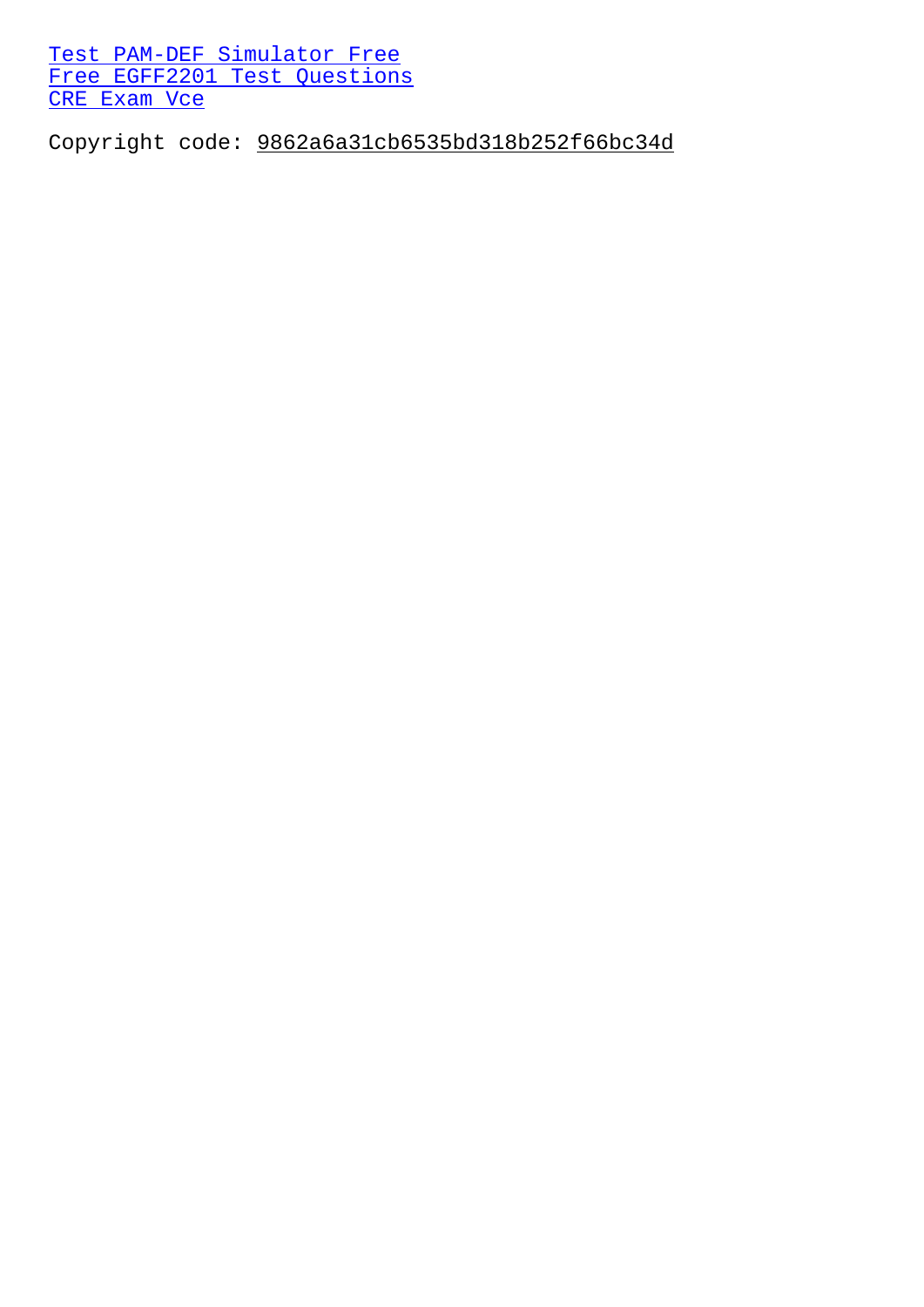Test PAM-DEF Simulator Free
Free EGFF2201 Test Questions
CRE Exam Vce

Copyright code: 9862a6a31cb6535bd318b252f66bc34d